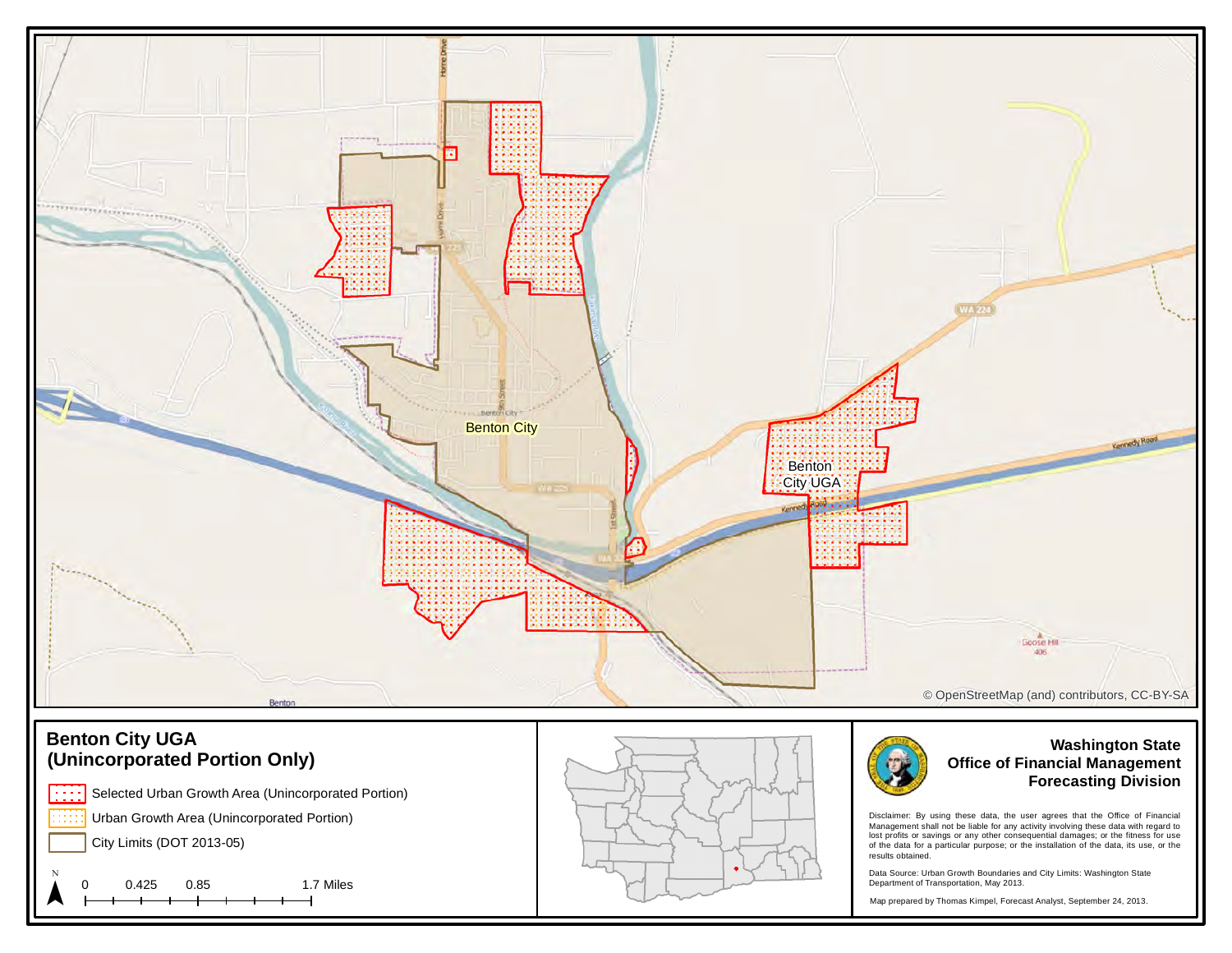# Benton City UGA (Unincorporated Portion Only)

Selected Urban Growth Area (Unincorporated Portion)

Urban Growth Area (Unincorporated Portion)

City Limits (DOT 2013-05)

N

0 0.425 0.85 1.7 Miles

Benton City

Benton City UGA

© OpenStreetMap (and) contributors, CC-BY-SA

## Washington State Office of Financial Management Forecasting Division

Disclaimer: By using these data, the user agrees that the Office of Financial Management shall not be liable for any activity involving these data with regard to lost profits or savings or any other consequential damages; or the fitness for use of the data for a particular purpose; or the installation of the data, its use, or the results obtained.

Data Source: Urban Growth Boundaries and City Limits: Washington State Department of Transportation, May 2013.

Map prepared by Thomas Kimpel, Forecast Analyst, September 24, 2013.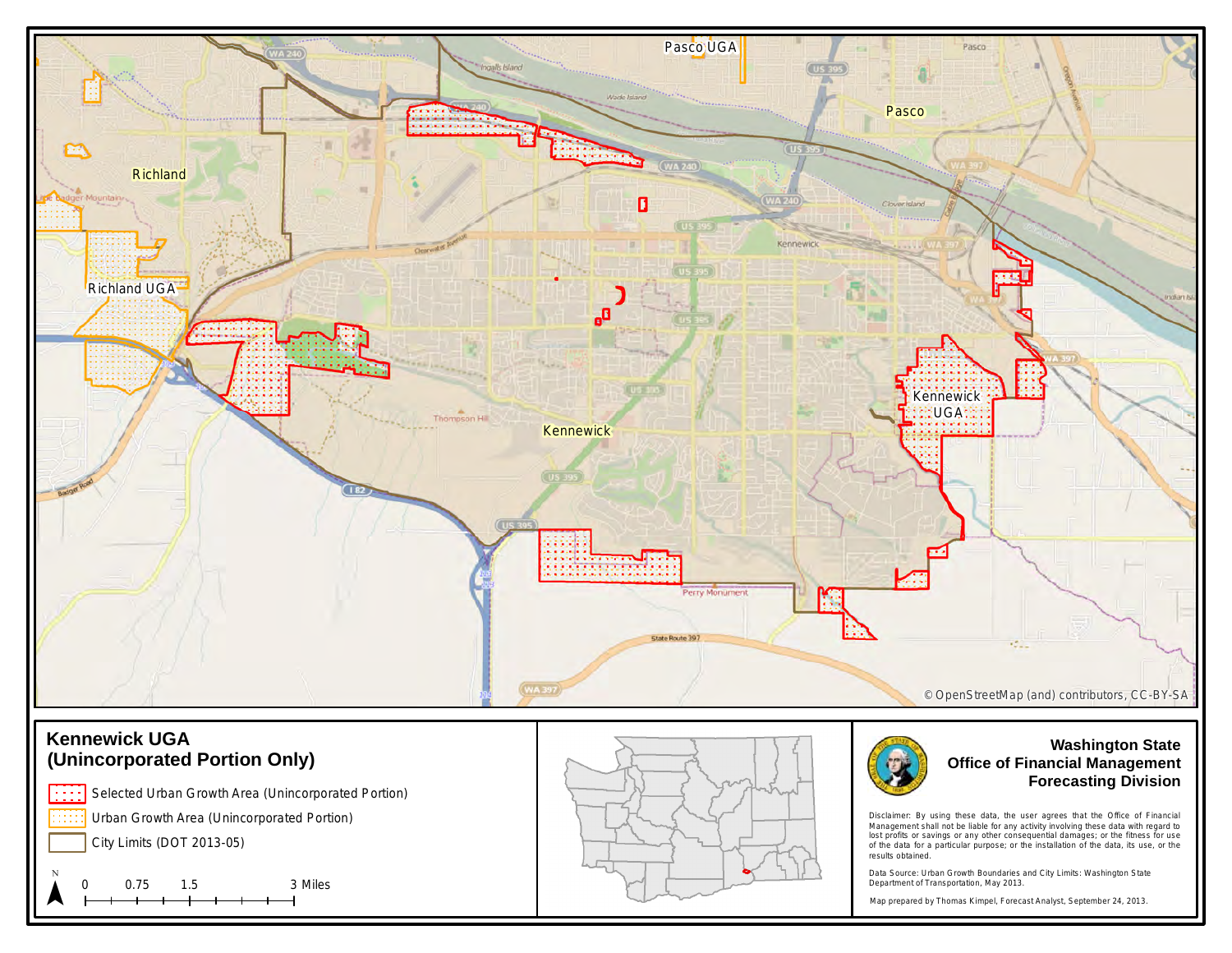Pasco UGA

Pasco

Richland

Richland UGA

Kennewick

Kennewick UGA

© OpenStreetMap (and) contributors, CC-BY-SA

## Kennewick UGA (Unincorporated Portion Only)

Selected Urban Growth Area (Unincorporated Portion)

Urban Growth Area (Unincorporated Portion)

City Limits (DOT 2013-05)

N

0 0.75 1.5 3 Miles

**Washington State Office of Financial Management Forecasting Division**

Disclaimer: By using these data, the user agrees that the Office of Financial Management shall not be liable for any activity involving these data with regard to lost profits or savings or any other consequential damages; or the fitness for use of the data for a particular purpose; or the installation of the data, its use, or the results obtained.

Data Source: Urban Growth Boundaries and City Limits: Washington State Department of Transportation, May 2013.

Map prepared by Thomas Kimpel, Forecast Analyst, September 24, 2013.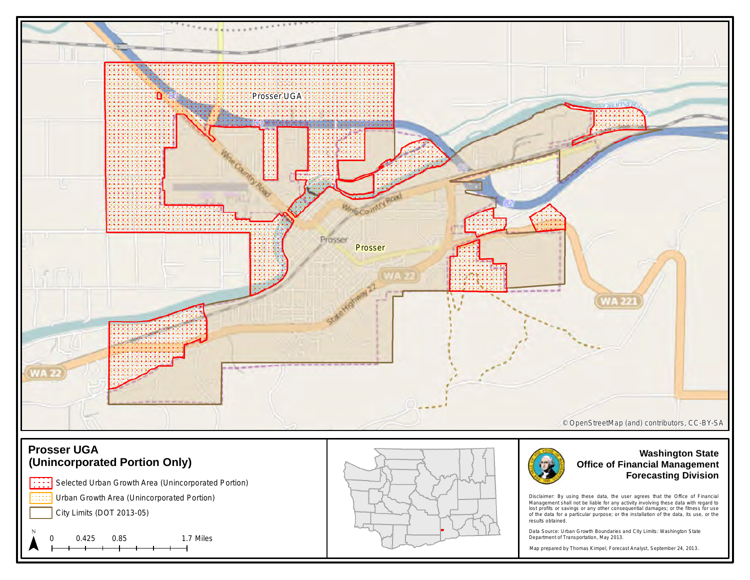Prosser UGA

Wine Country Road

Wine Country Road

Prosser

Prosser

WA 22

State Highway 22

WA 22

WA 221

© OpenStreetMap (and) contributors, CC-BY-SA

## Prosser UGA
## (Unincorporated Portion Only)

Selected Urban Growth Area (Unincorporated Portion)

Urban Growth Area (Unincorporated Portion)

City Limits (DOT 2013-05)

N

0 0.425 0.85 1.7 Miles

**Washington State**
**Office of Financial Management**
**Forecasting Division**

Disclaimer: By using these data, the user agrees that the Office of Financial Management shall not be liable for any activity involving these data with regard to lost profits or savings or any other consequential damages; or the fitness for use of the data for a particular purpose; or the installation of the data, its use, or the results obtained.

Data Source: Urban Growth Boundaries and City Limits: Washington State Department of Transportation, May 2013.

Map prepared by Thomas Kimpel, Forecast Analyst, September 24, 2013.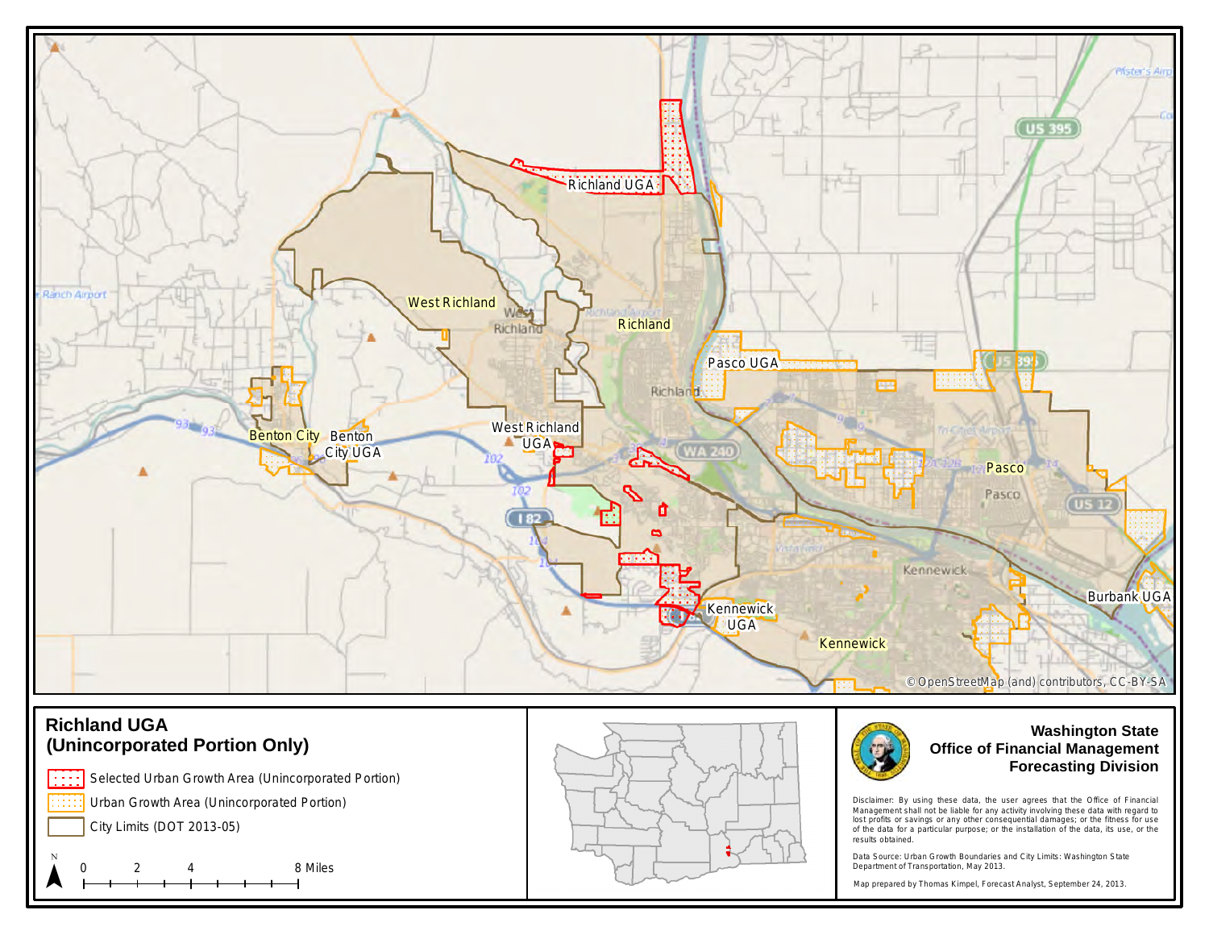# Richland UGA (Unincorporated Portion Only)

Selected Urban Growth Area (Unincorporated Portion)

Urban Growth Area (Unincorporated Portion)

City Limits (DOT 2013-05)

N

0 2 4 8 Miles

Richland UGA

West Richland

Richland

Pasco UGA

Benton City

Benton City UGA

West Richland UGA

Pasco

Kennewick UGA

Kennewick

Burbank UGA

© OpenStreetMap (and) contributors, CC-BY-SA

**Washington State Office of Financial Management Forecasting Division**

Disclaimer: By using these data, the user agrees that the Office of Financial Management shall not be liable for any activity involving these data with regard to lost profits or savings or any other consequential damages; or the fitness for use of the data for a particular purpose; or the installation of the data, its use, or the results obtained.

Data Source: Urban Growth Boundaries and City Limits: Washington State Department of Transportation, May 2013.

Map prepared by Thomas Kimpel, Forecast Analyst, September 24, 2013.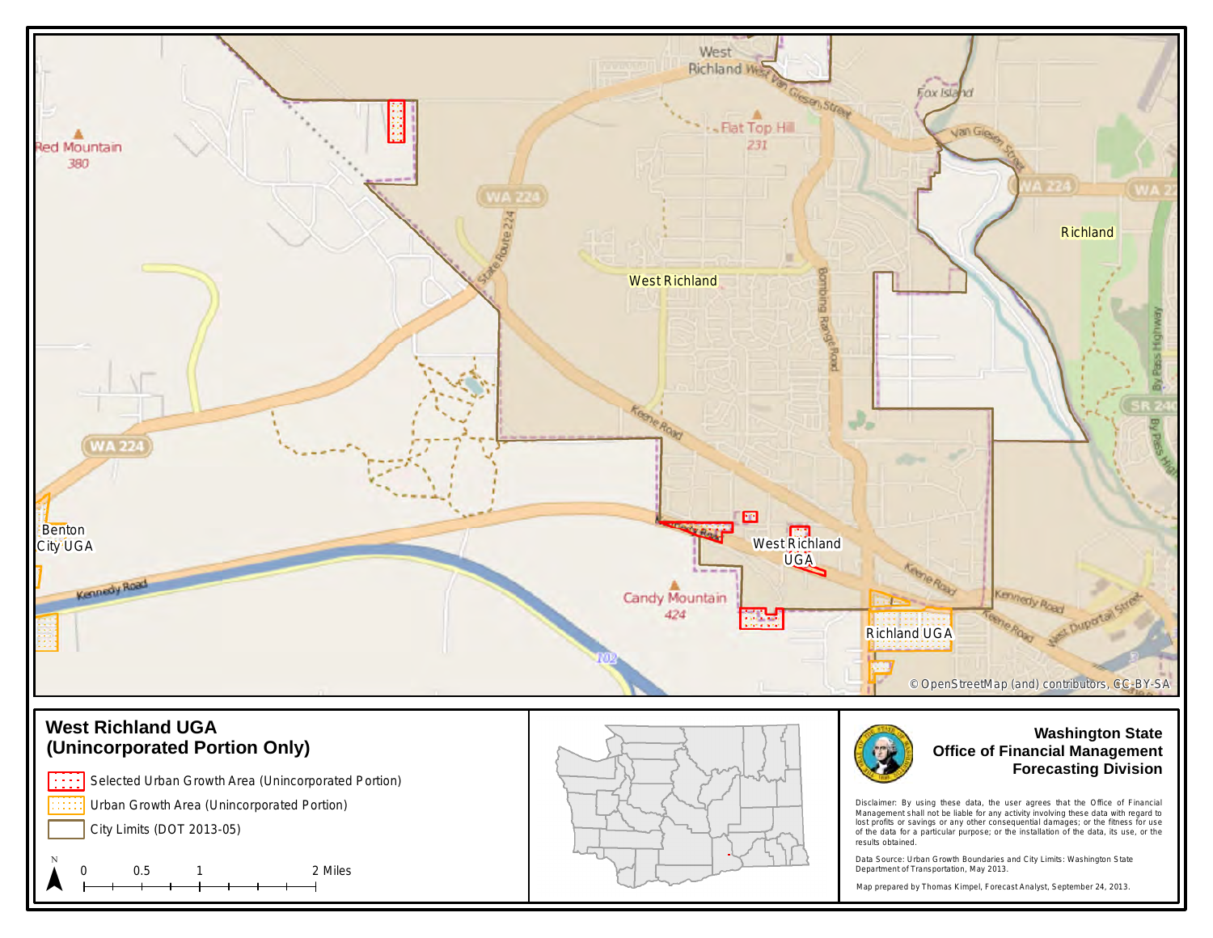## West Richland UGA (Unincorporated Portion Only)

Selected Urban Growth Area (Unincorporated Portion)

Urban Growth Area (Unincorporated Portion)

City Limits (DOT 2013-05)

N

0 0.5 1 2 Miles

West Richland

Richland

West Richland UGA

Richland UGA

Benton City UGA

Red Mountain 380

Flat Top Hill 231

Candy Mountain 424

Fox Island

WA 224

State Route 224

Keene Road

Kennedy Road

Bombing Range Road

West Van Giesen Street

Van Giesen Street

By Pass Highway

SR 240

West Dupportail Street

© OpenStreetMap (and) contributors, CC-BY-SA

**Washington State Office of Financial Management Forecasting Division**

Disclaimer: By using these data, the user agrees that the Office of Financial Management shall not be liable for any activity involving these data with regard to lost profits or savings or any other consequential damages; or the fitness for use of the data for a particular purpose; or the installation of the data, its use, or the results obtained.

Data Source: Urban Growth Boundaries and City Limits: Washington State Department of Transportation, May 2013.

Map prepared by Thomas Kimpel, Forecast Analyst, September 24, 2013.